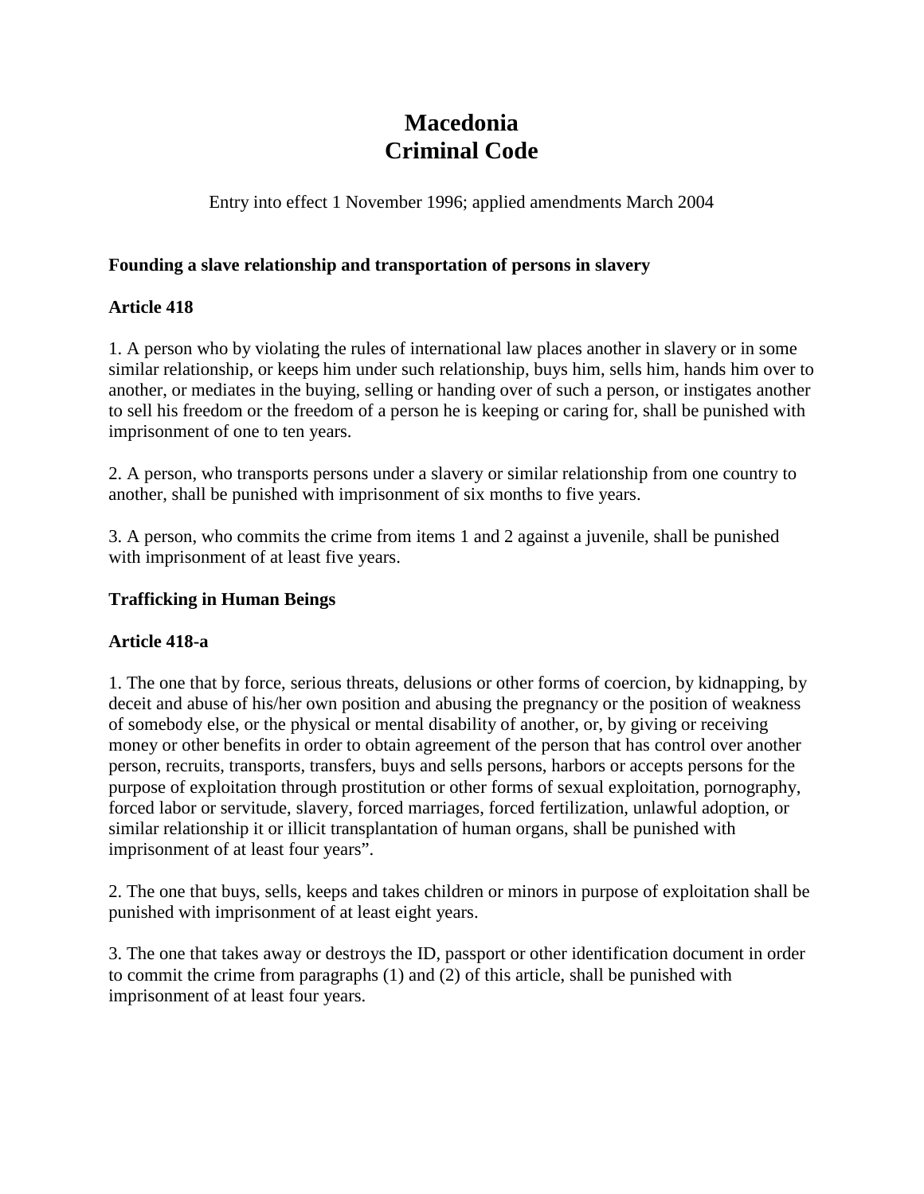# Macedonia
# Criminal Code

Entry into effect 1 November 1996; applied amendments March 2004

**Founding a slave relationship and transportation of persons in slavery**

**Article 418**

1. A person who by violating the rules of international law places another in slavery or in some similar relationship, or keeps him under such relationship, buys him, sells him, hands him over to another, or mediates in the buying, selling or handing over of such a person, or instigates another to sell his freedom or the freedom of a person he is keeping or caring for, shall be punished with imprisonment of one to ten years.

2. A person, who transports persons under a slavery or similar relationship from one country to another, shall be punished with imprisonment of six months to five years.

3. A person, who commits the crime from items 1 and 2 against a juvenile, shall be punished with imprisonment of at least five years.

**Trafficking in Human Beings**

**Article 418-a**

1. The one that by force, serious threats, delusions or other forms of coercion, by kidnapping, by deceit and abuse of his/her own position and abusing the pregnancy or the position of weakness of somebody else, or the physical or mental disability of another, or, by giving or receiving money or other benefits in order to obtain agreement of the person that has control over another person, recruits, transports, transfers, buys and sells persons, harbors or accepts persons for the purpose of exploitation through prostitution or other forms of sexual exploitation, pornography, forced labor or servitude, slavery, forced marriages, forced fertilization, unlawful adoption, or similar relationship it or illicit transplantation of human organs, shall be punished with imprisonment of at least four years".

2. The one that buys, sells, keeps and takes children or minors in purpose of exploitation shall be punished with imprisonment of at least eight years.

3. The one that takes away or destroys the ID, passport or other identification document in order to commit the crime from paragraphs (1) and (2) of this article, shall be punished with imprisonment of at least four years.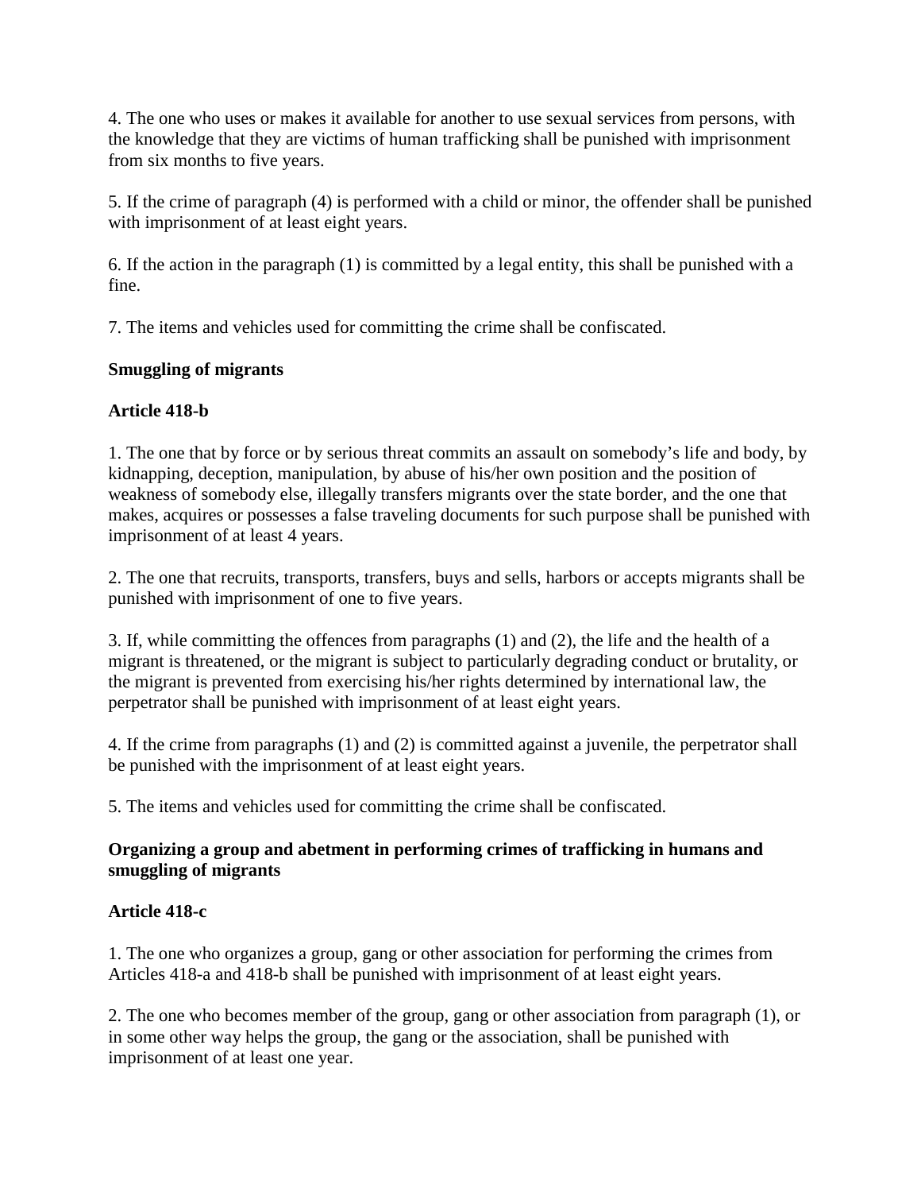4. The one who uses or makes it available for another to use sexual services from persons, with the knowledge that they are victims of human trafficking shall be punished with imprisonment from six months to five years.

5. If the crime of paragraph (4) is performed with a child or minor, the offender shall be punished with imprisonment of at least eight years.

6. If the action in the paragraph (1) is committed by a legal entity, this shall be punished with a fine.

7. The items and vehicles used for committing the crime shall be confiscated.

**Smuggling of migrants**

**Article 418-b**

1. The one that by force or by serious threat commits an assault on somebody's life and body, by kidnapping, deception, manipulation, by abuse of his/her own position and the position of weakness of somebody else, illegally transfers migrants over the state border, and the one that makes, acquires or possesses a false traveling documents for such purpose shall be punished with imprisonment of at least 4 years.

2. The one that recruits, transports, transfers, buys and sells, harbors or accepts migrants shall be punished with imprisonment of one to five years.

3. If, while committing the offences from paragraphs (1) and (2), the life and the health of a migrant is threatened, or the migrant is subject to particularly degrading conduct or brutality, or the migrant is prevented from exercising his/her rights determined by international law, the perpetrator shall be punished with imprisonment of at least eight years.

4. If the crime from paragraphs (1) and (2) is committed against a juvenile, the perpetrator shall be punished with the imprisonment of at least eight years.

5. The items and vehicles used for committing the crime shall be confiscated.

**Organizing a group and abetment in performing crimes of trafficking in humans and smuggling of migrants**

**Article 418-c**

1. The one who organizes a group, gang or other association for performing the crimes from Articles 418-a and 418-b shall be punished with imprisonment of at least eight years.

2. The one who becomes member of the group, gang or other association from paragraph (1), or in some other way helps the group, the gang or the association, shall be punished with imprisonment of at least one year.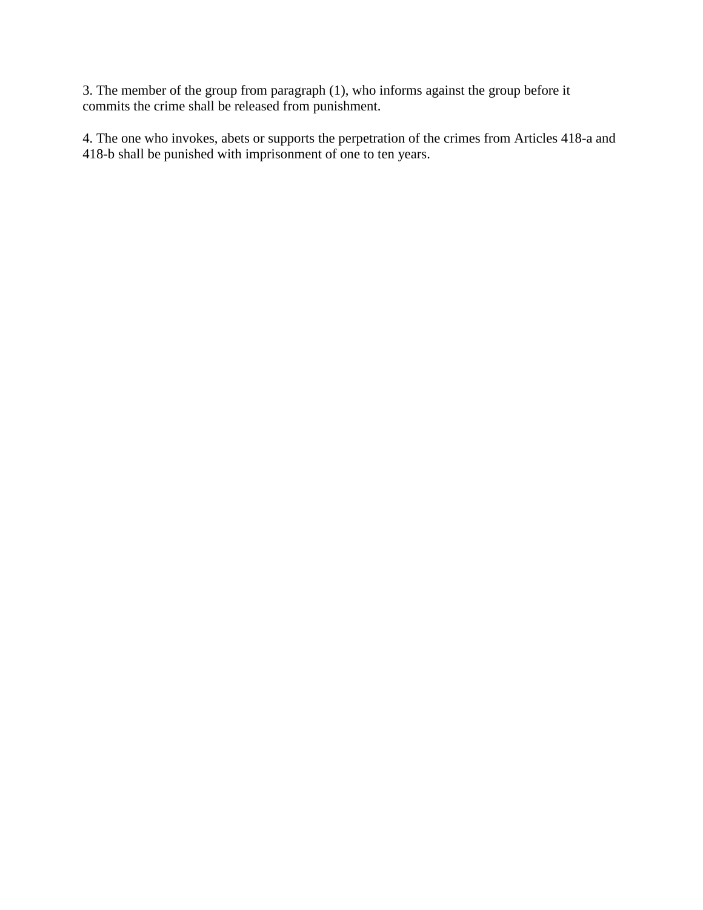3. The member of the group from paragraph (1), who informs against the group before it commits the crime shall be released from punishment.

4. The one who invokes, abets or supports the perpetration of the crimes from Articles 418-a and 418-b shall be punished with imprisonment of one to ten years.